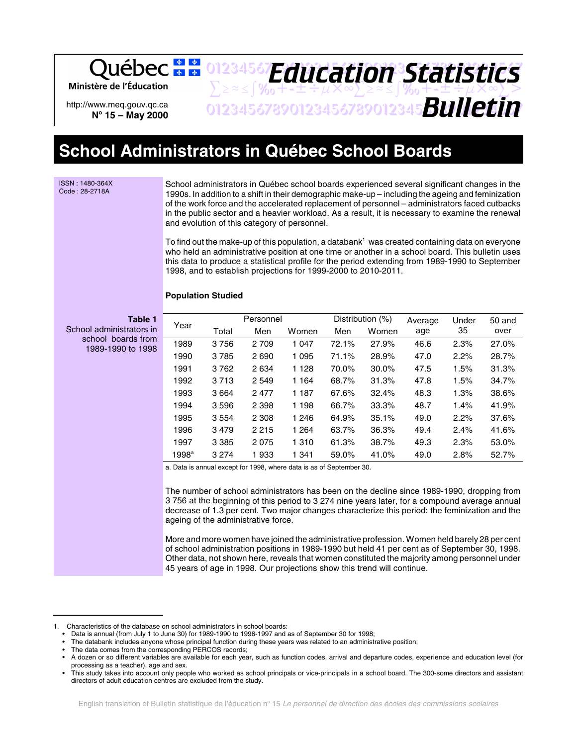Québec Ministère de l'Éducation

http://www.meq.gouv.qc.ca
Nº 15 – May 2000

**Education Statistics Bulletin**

# School Administrators in Québec School Boards

ISSN : 1480-364X
Code : 28-2718A

School administrators in Québec school boards experienced several significant changes in the 1990s. In addition to a shift in their demographic make-up – including the ageing and feminization of the work force and the accelerated replacement of personnel – administrators faced cutbacks in the public sector and a heavier workload. As a result, it is necessary to examine the renewal and evolution of this category of personnel.

To find out the make-up of this population, a databank[1] was created containing data on everyone who held an administrative position at one time or another in a school board. This bulletin uses this data to produce a statistical profile for the period extending from 1989-1990 to September 1998, and to establish projections for 1999-2000 to 2010-2011.

### Population Studied

**Table 1**
School administrators in school boards from 1989-1990 to 1998

| Year | Personnel | | | Distribution (%) | | Average age | Under 35 | 50 and over |
|---|---|---|---|---|---|---|---|---|
| | Total | Men | Women | Men | Women | | | |
| 1989 | 3 756 | 2 709 | 1 047 | 72.1% | 27.9% | 46.6 | 2.3% | 27.0% |
| 1990 | 3 785 | 2 690 | 1 095 | 71.1% | 28.9% | 47.0 | 2.2% | 28.7% |
| 1991 | 3 762 | 2 634 | 1 128 | 70.0% | 30.0% | 47.5 | 1.5% | 31.3% |
| 1992 | 3 713 | 2 549 | 1 164 | 68.7% | 31.3% | 47.8 | 1.5% | 34.7% |
| 1993 | 3 664 | 2 477 | 1 187 | 67.6% | 32.4% | 48.3 | 1.3% | 38.6% |
| 1994 | 3 596 | 2 398 | 1 198 | 66.7% | 33.3% | 48.7 | 1.4% | 41.9% |
| 1995 | 3 554 | 2 308 | 1 246 | 64.9% | 35.1% | 49.0 | 2.2% | 37.6% |
| 1996 | 3 479 | 2 215 | 1 264 | 63.7% | 36.3% | 49.4 | 2.4% | 41.6% |
| 1997 | 3 385 | 2 075 | 1 310 | 61.3% | 38.7% | 49.3 | 2.3% | 53.0% |
| 1998[a] | 3 274 | 1 933 | 1 341 | 59.0% | 41.0% | 49.0 | 2.8% | 52.7% |

a. Data is annual except for 1998, where data is as of September 30.

The number of school administrators has been on the decline since 1989-1990, dropping from 3 756 at the beginning of this period to 3 274 nine years later, for a compound average annual decrease of 1.3 per cent. Two major changes characterize this period: the feminization and the ageing of the administrative force.

More and more women have joined the administrative profession. Women held barely 28 per cent of school administration positions in 1989-1990 but held 41 per cent as of September 30, 1998. Other data, not shown here, reveals that women constituted the majority among personnel under 45 years of age in 1998. Our projections show this trend will continue.

---

1. Characteristics of the database on school administrators in school boards:
   - Data is annual (from July 1 to June 30) for 1989-1990 to 1996-1997 and as of September 30 for 1998;
   - The databank includes anyone whose principal function during these years was related to an administrative position;
   - The data comes from the corresponding PERCOS records;
   - A dozen or so different variables are available for each year, such as function codes, arrival and departure codes, experience and education level (for processing as a teacher), age and sex.
   - This study takes into account only people who worked as school principals or vice-principals in a school board. The 300-some directors and assistant directors of adult education centres are excluded from the study.

English translation of Bulletin statistique de l'éducation nº 15 *Le personnel de direction des écoles des commissions scolaires*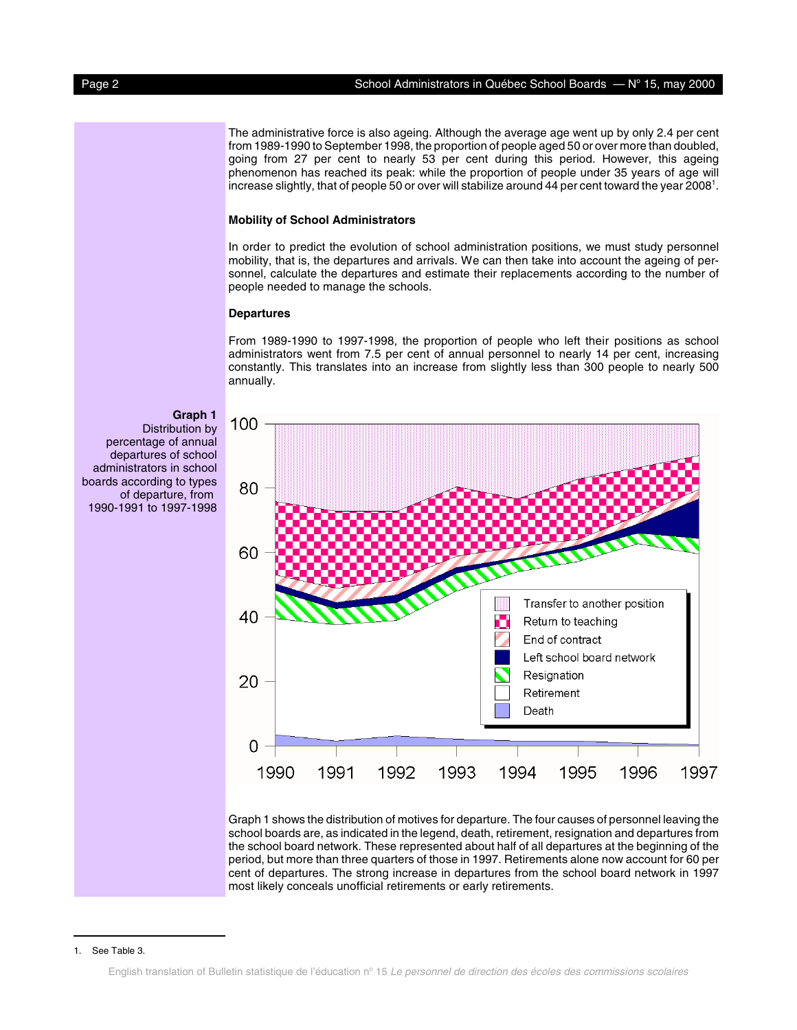The administrative force is also ageing. Although the average age went up by only 2.4 per cent from 1989-1990 to September 1998, the proportion of people aged 50 or over more than doubled, going from 27 per cent to nearly 53 per cent during this period. However, this ageing phenomenon has reached its peak: while the proportion of people under 35 years of age will increase slightly, that of people 50 or over will stabilize around 44 per cent toward the year 2008[1].

### Mobility of School Administrators

In order to predict the evolution of school administration positions, we must study personnel mobility, that is, the departures and arrivals. We can then take into account the ageing of personnel, calculate the departures and estimate their replacements according to the number of people needed to manage the schools.

### Departures

From 1989-1990 to 1997-1998, the proportion of people who left their positions as school administrators went from 7.5 per cent of annual personnel to nearly 14 per cent, increasing constantly. This translates into an increase from slightly less than 300 people to nearly 500 annually.

**Graph 1**
Distribution by percentage of annual departures of school administrators in school boards according to types of departure, from 1990-1991 to 1997-1998

Graph 1 shows the distribution of motives for departure. The four causes of personnel leaving the school boards are, as indicated in the legend, death, retirement, resignation and departures from the school board network. These represented about half of all departures at the beginning of the period, but more than three quarters of those in 1997. Retirements alone now account for 60 per cent of departures. The strong increase in departures from the school board network in 1997 most likely conceals unofficial retirements or early retirements.

---

1. See Table 3.

English translation of Bulletin statistique de l'éducation nº 15 *Le personnel de direction des écoles des commissions scolaires*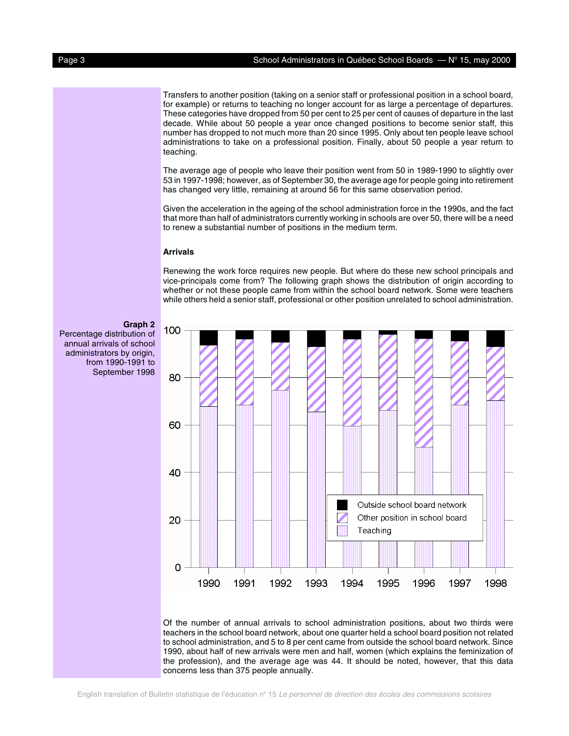Transfers to another position (taking on a senior staff or professional position in a school board, for example) or returns to teaching no longer account for as large a percentage of departures. These categories have dropped from 50 per cent to 25 per cent of causes of departure in the last decade. While about 50 people a year once changed positions to become senior staff, this number has dropped to not much more than 20 since 1995. Only about ten people leave school administrations to take on a professional position. Finally, about 50 people a year return to teaching.

The average age of people who leave their position went from 50 in 1989-1990 to slightly over 53 in 1997-1998; however, as of September 30, the average age for people going into retirement has changed very little, remaining at around 56 for this same observation period.

Given the acceleration in the ageing of the school administration force in the 1990s, and the fact that more than half of administrators currently working in schools are over 50, there will be a need to renew a substantial number of positions in the medium term.

**Arrivals**

Renewing the work force requires new people. But where do these new school principals and vice-principals come from? The following graph shows the distribution of origin according to whether or not these people came from within the school board network. Some were teachers while others held a senior staff, professional or other position unrelated to school administration.

**Graph 2**
Percentage distribution of annual arrivals of school administrators by origin, from 1990-1991 to September 1998

Of the number of annual arrivals to school administration positions, about two thirds were teachers in the school board network, about one quarter held a school board position not related to school administration, and 5 to 8 per cent came from outside the school board network. Since 1990, about half of new arrivals were men and half, women (which explains the feminization of the profession), and the average age was 44. It should be noted, however, that this data concerns less than 375 people annually.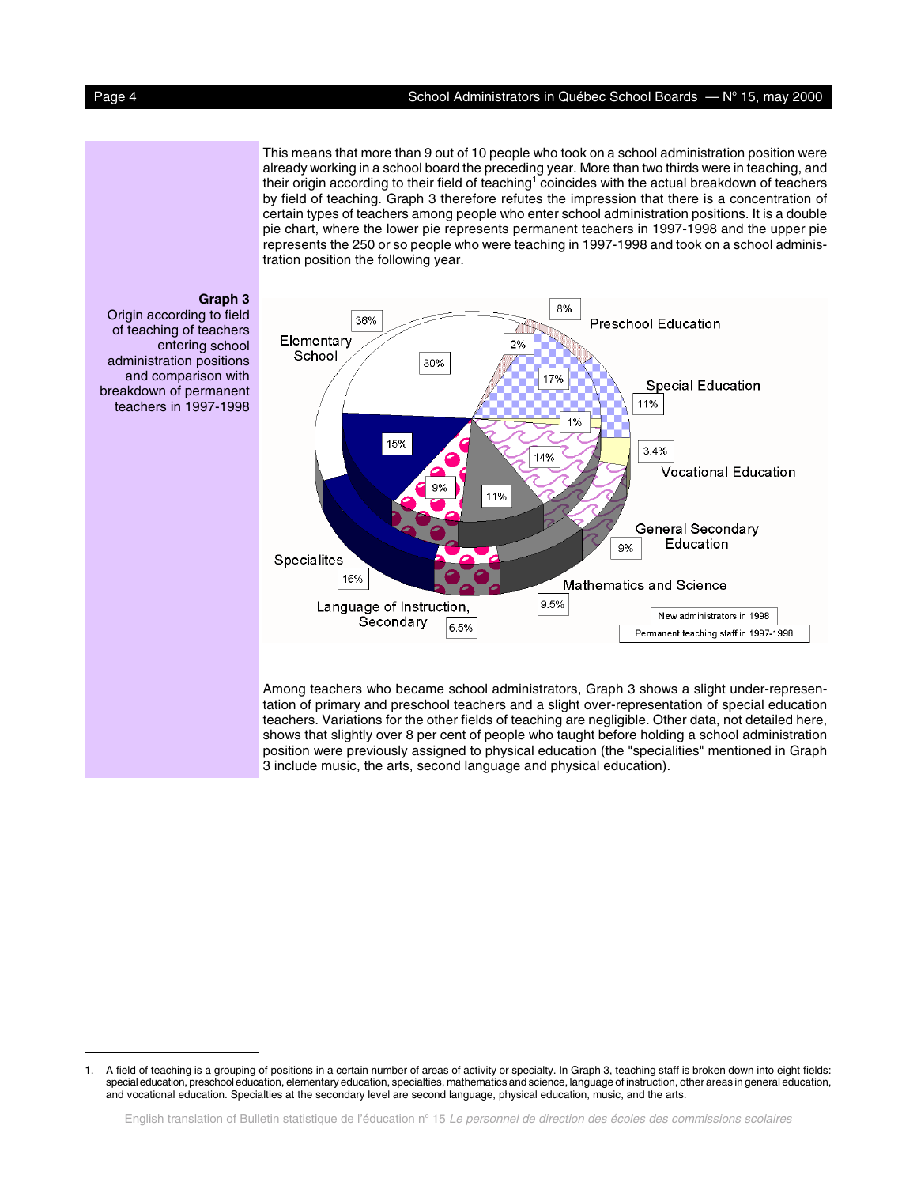This means that more than 9 out of 10 people who took on a school administration position were already working in a school board the preceding year. More than two thirds were in teaching, and their origin according to their field of teaching[1] coincides with the actual breakdown of teachers by field of teaching. Graph 3 therefore refutes the impression that there is a concentration of certain types of teachers among people who enter school administration positions. It is a double pie chart, where the lower pie represents permanent teachers in 1997-1998 and the upper pie represents the 250 or so people who were teaching in 1997-1998 and took on a school administration position the following year.

**Graph 3**
Origin according to field of teaching of teachers entering school administration positions and comparison with breakdown of permanent teachers in 1997-1998

| Field of teaching | New administrators in 1998 | Permanent teaching staff in 1997-1998 |
|---|---|---|
| Preschool Education | 2% | 8% |
| Elementary School | 30% | 36% |
| Special Education | 17% | 11% |
| Vocational Education | 1% | 3.4% |
| General Secondary Education | 14% | 9% |
| Mathematics and Science | 11% | 9.5% |
| Language of Instruction, Secondary | 9% | 6.5% |
| Specialites | 15% | 16% |

Among teachers who became school administrators, Graph 3 shows a slight under-representation of primary and preschool teachers and a slight over-representation of special education teachers. Variations for the other fields of teaching are negligible. Other data, not detailed here, shows that slightly over 8 per cent of people who taught before holding a school administration position were previously assigned to physical education (the "specialities" mentioned in Graph 3 include music, the arts, second language and physical education).

---

1. A field of teaching is a grouping of positions in a certain number of areas of activity or specialty. In Graph 3, teaching staff is broken down into eight fields: special education, preschool education, elementary education, specialties, mathematics and science, language of instruction, other areas in general education, and vocational education. Specialties at the secondary level are second language, physical education, music, and the arts.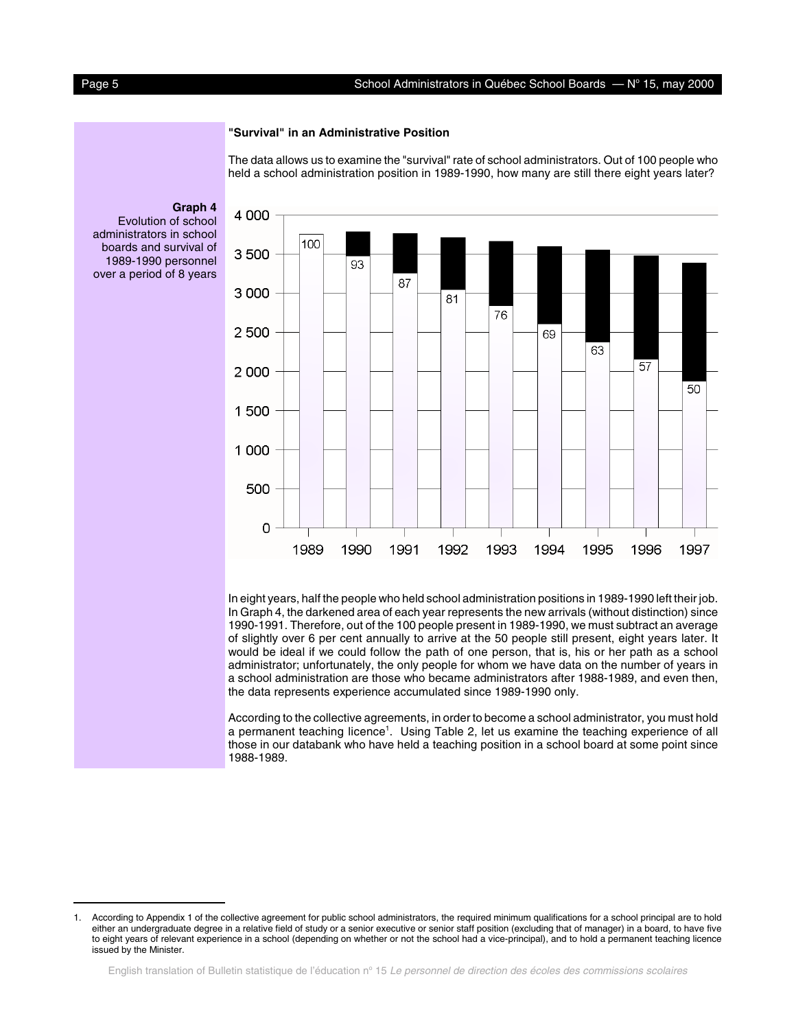### "Survival" in an Administrative Position

The data allows us to examine the "survival" rate of school administrators. Out of 100 people who held a school administration position in 1989-1990, how many are still there eight years later?

**Graph 4**
Evolution of school administrators in school boards and survival of 1989-1990 personnel over a period of 8 years

| Year | 1989 | 1990 | 1991 | 1992 | 1993 | 1994 | 1995 | 1996 | 1997 |
|---|---|---|---|---|---|---|---|---|---|
| Survival of 1989-1990 personnel | 100 | 93 | 87 | 81 | 76 | 69 | 63 | 57 | 50 |

In eight years, half the people who held school administration positions in 1989-1990 left their job. In Graph 4, the darkened area of each year represents the new arrivals (without distinction) since 1990-1991. Therefore, out of the 100 people present in 1989-1990, we must subtract an average of slightly over 6 per cent annually to arrive at the 50 people still present, eight years later. It would be ideal if we could follow the path of one person, that is, his or her path as a school administrator; unfortunately, the only people for whom we have data on the number of years in a school administration are those who became administrators after 1988-1989, and even then, the data represents experience accumulated since 1989-1990 only.

According to the collective agreements, in order to become a school administrator, you must hold a permanent teaching licence[1]. Using Table 2, let us examine the teaching experience of all those in our databank who have held a teaching position in a school board at some point since 1988-1989.

---

1. According to Appendix 1 of the collective agreement for public school administrators, the required minimum qualifications for a school principal are to hold either an undergraduate degree in a relative field of study or a senior executive or senior staff position (excluding that of manager) in a board, to have five to eight years of relevant experience in a school (depending on whether or not the school had a vice-principal), and to hold a permanent teaching licence issued by the Minister.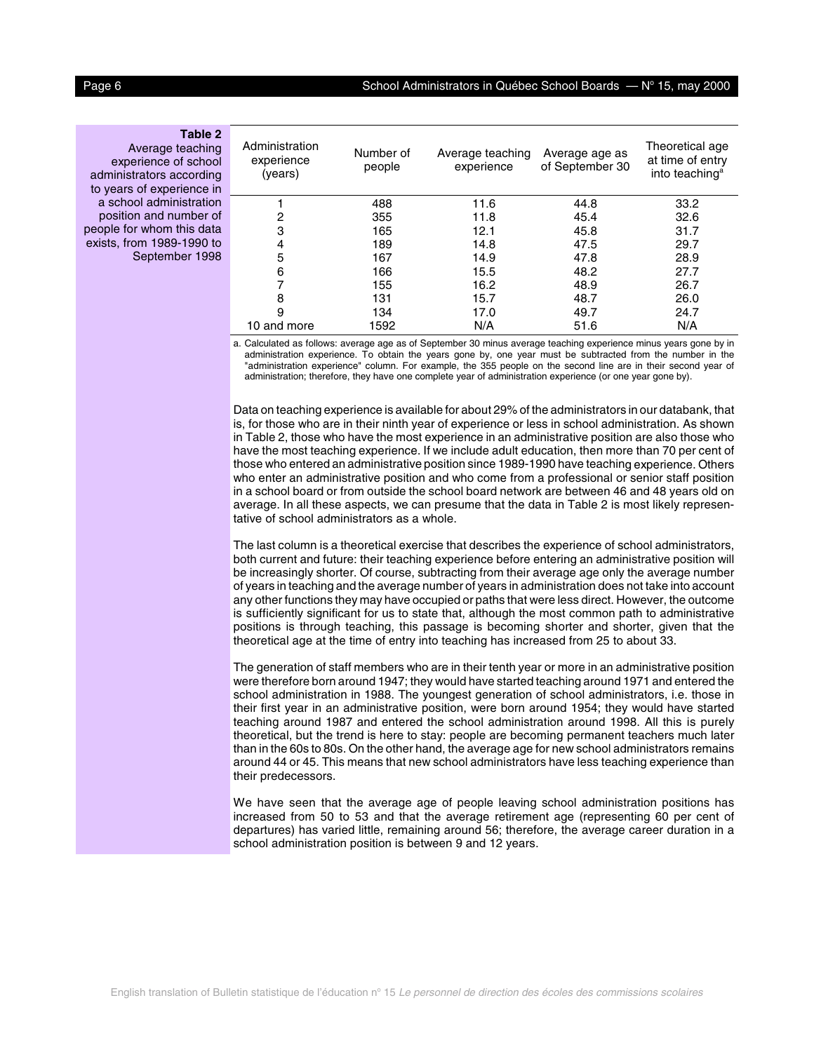**Table 2**
Average teaching experience of school administrators according to years of experience in a school administration position and number of people for whom this data exists, from 1989-1990 to September 1998

| Administration experience (years) | Number of people | Average teaching experience | Average age as of September 30 | Theoretical age at time of entry into teaching[a] |
|---|---|---|---|---|
| 1 | 488 | 11.6 | 44.8 | 33.2 |
| 2 | 355 | 11.8 | 45.4 | 32.6 |
| 3 | 165 | 12.1 | 45.8 | 31.7 |
| 4 | 189 | 14.8 | 47.5 | 29.7 |
| 5 | 167 | 14.9 | 47.8 | 28.9 |
| 6 | 166 | 15.5 | 48.2 | 27.7 |
| 7 | 155 | 16.2 | 48.9 | 26.7 |
| 8 | 131 | 15.7 | 48.7 | 26.0 |
| 9 | 134 | 17.0 | 49.7 | 24.7 |
| 10 and more | 1592 | N/A | 51.6 | N/A |

a. Calculated as follows: average age as of September 30 minus average teaching experience minus years gone by in administration experience. To obtain the years gone by, one year must be subtracted from the number in the "administration experience" column. For example, the 355 people on the second line are in their second year of administration; therefore, they have one complete year of administration experience (or one year gone by).

Data on teaching experience is available for about 29% of the administrators in our databank, that is, for those who are in their ninth year of experience or less in school administration. As shown in Table 2, those who have the most experience in an administrative position are also those who have the most teaching experience. If we include adult education, then more than 70 per cent of those who entered an administrative position since 1989-1990 have teaching experience. Others who enter an administrative position and who come from a professional or senior staff position in a school board or from outside the school board network are between 46 and 48 years old on average. In all these aspects, we can presume that the data in Table 2 is most likely representative of school administrators as a whole.

The last column is a theoretical exercise that describes the experience of school administrators, both current and future: their teaching experience before entering an administrative position will be increasingly shorter. Of course, subtracting from their average age only the average number of years in teaching and the average number of years in administration does not take into account any other functions they may have occupied or paths that were less direct. However, the outcome is sufficiently significant for us to state that, although the most common path to administrative positions is through teaching, this passage is becoming shorter and shorter, given that the theoretical age at the time of entry into teaching has increased from 25 to about 33.

The generation of staff members who are in their tenth year or more in an administrative position were therefore born around 1947; they would have started teaching around 1971 and entered the school administration in 1988. The youngest generation of school administrators, i.e. those in their first year in an administrative position, were born around 1954; they would have started teaching around 1987 and entered the school administration around 1998. All this is purely theoretical, but the trend is here to stay: people are becoming permanent teachers much later than in the 60s to 80s. On the other hand, the average age for new school administrators remains around 44 or 45. This means that new school administrators have less teaching experience than their predecessors.

We have seen that the average age of people leaving school administration positions has increased from 50 to 53 and that the average retirement age (representing 60 per cent of departures) has varied little, remaining around 56; therefore, the average career duration in a school administration position is between 9 and 12 years.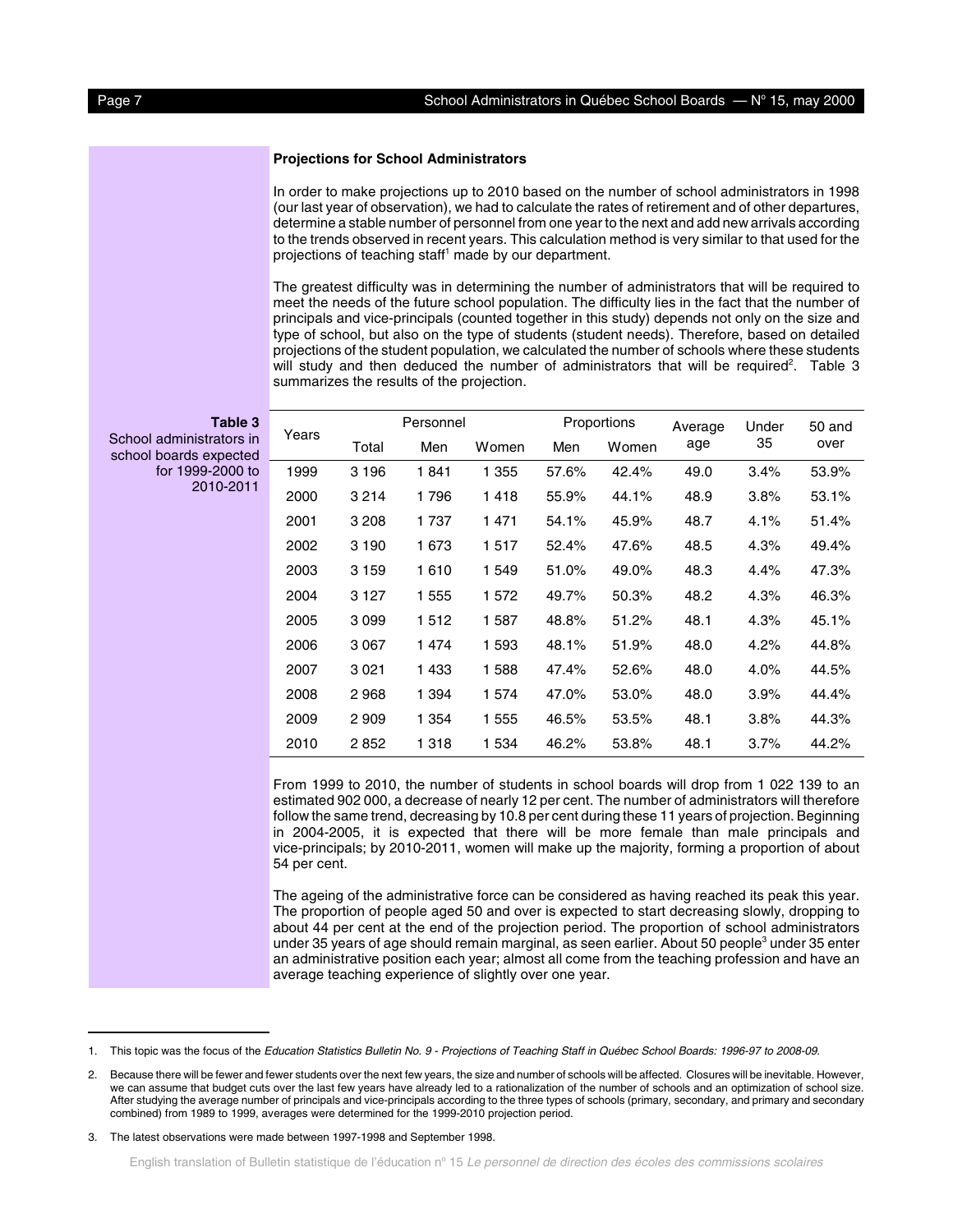### Projections for School Administrators

In order to make projections up to 2010 based on the number of school administrators in 1998 (our last year of observation), we had to calculate the rates of retirement and of other departures, determine a stable number of personnel from one year to the next and add new arrivals according to the trends observed in recent years. This calculation method is very similar to that used for the projections of teaching staff[1] made by our department.

The greatest difficulty was in determining the number of administrators that will be required to meet the needs of the future school population. The difficulty lies in the fact that the number of principals and vice-principals (counted together in this study) depends not only on the size and type of school, but also on the type of students (student needs). Therefore, based on detailed projections of the student population, we calculated the number of schools where these students will study and then deduced the number of administrators that will be required[2]. Table 3 summarizes the results of the projection.

**Table 3**
School administrators in school boards expected for 1999-2000 to 2010-2011

| Years | Personnel | | | Proportions | | Average age | Under 35 | 50 and over |
|---|---|---|---|---|---|---|---|---|
| | Total | Men | Women | Men | Women | | | |
| 1999 | 3 196 | 1 841 | 1 355 | 57.6% | 42.4% | 49.0 | 3.4% | 53.9% |
| 2000 | 3 214 | 1 796 | 1 418 | 55.9% | 44.1% | 48.9 | 3.8% | 53.1% |
| 2001 | 3 208 | 1 737 | 1 471 | 54.1% | 45.9% | 48.7 | 4.1% | 51.4% |
| 2002 | 3 190 | 1 673 | 1 517 | 52.4% | 47.6% | 48.5 | 4.3% | 49.4% |
| 2003 | 3 159 | 1 610 | 1 549 | 51.0% | 49.0% | 48.3 | 4.4% | 47.3% |
| 2004 | 3 127 | 1 555 | 1 572 | 49.7% | 50.3% | 48.2 | 4.3% | 46.3% |
| 2005 | 3 099 | 1 512 | 1 587 | 48.8% | 51.2% | 48.1 | 4.3% | 45.1% |
| 2006 | 3 067 | 1 474 | 1 593 | 48.1% | 51.9% | 48.0 | 4.2% | 44.8% |
| 2007 | 3 021 | 1 433 | 1 588 | 47.4% | 52.6% | 48.0 | 4.0% | 44.5% |
| 2008 | 2 968 | 1 394 | 1 574 | 47.0% | 53.0% | 48.0 | 3.9% | 44.4% |
| 2009 | 2 909 | 1 354 | 1 555 | 46.5% | 53.5% | 48.1 | 3.8% | 44.3% |
| 2010 | 2 852 | 1 318 | 1 534 | 46.2% | 53.8% | 48.1 | 3.7% | 44.2% |

From 1999 to 2010, the number of students in school boards will drop from 1 022 139 to an estimated 902 000, a decrease of nearly 12 per cent. The number of administrators will therefore follow the same trend, decreasing by 10.8 per cent during these 11 years of projection. Beginning in 2004-2005, it is expected that there will be more female than male principals and vice-principals; by 2010-2011, women will make up the majority, forming a proportion of about 54 per cent.

The ageing of the administrative force can be considered as having reached its peak this year. The proportion of people aged 50 and over is expected to start decreasing slowly, dropping to about 44 per cent at the end of the projection period. The proportion of school administrators under 35 years of age should remain marginal, as seen earlier. About 50 people[3] under 35 enter an administrative position each year; almost all come from the teaching profession and have an average teaching experience of slightly over one year.

---

1. This topic was the focus of the *Education Statistics Bulletin No. 9 - Projections of Teaching Staff in Québec School Boards: 1996-97 to 2008-09*.

2. Because there will be fewer and fewer students over the next few years, the size and number of schools will be affected. Closures will be inevitable. However, we can assume that budget cuts over the last few years have already led to a rationalization of the number of schools and an optimization of school size. After studying the average number of principals and vice-principals according to the three types of schools (primary, secondary, and primary and secondary combined) from 1989 to 1999, averages were determined for the 1999-2010 projection period.

3. The latest observations were made between 1997-1998 and September 1998.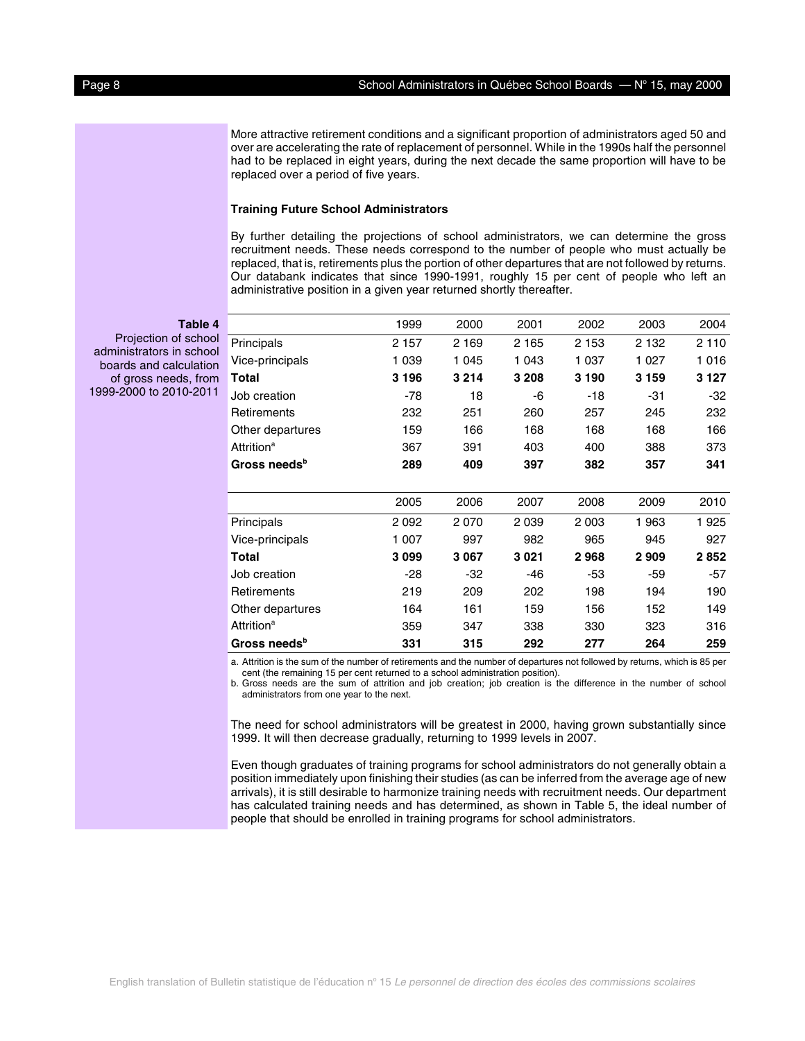More attractive retirement conditions and a significant proportion of administrators aged 50 and over are accelerating the rate of replacement of personnel. While in the 1990s half the personnel had to be replaced in eight years, during the next decade the same proportion will have to be replaced over a period of five years.

### Training Future School Administrators

By further detailing the projections of school administrators, we can determine the gross recruitment needs. These needs correspond to the number of people who must actually be replaced, that is, retirements plus the portion of other departures that are not followed by returns. Our databank indicates that since 1990-1991, roughly 15 per cent of people who left an administrative position in a given year returned shortly thereafter.

**Table 4**
Projection of school administrators in school boards and calculation of gross needs, from 1999-2000 to 2010-2011

| | 1999 | 2000 | 2001 | 2002 | 2003 | 2004 |
|---|---|---|---|---|---|---|
| Principals | 2 157 | 2 169 | 2 165 | 2 153 | 2 132 | 2 110 |
| Vice-principals | 1 039 | 1 045 | 1 043 | 1 037 | 1 027 | 1 016 |
| **Total** | **3 196** | **3 214** | **3 208** | **3 190** | **3 159** | **3 127** |
| Job creation | -78 | 18 | -6 | -18 | -31 | -32 |
| Retirements | 232 | 251 | 260 | 257 | 245 | 232 |
| Other departures | 159 | 166 | 168 | 168 | 168 | 166 |
| Attrition[a] | 367 | 391 | 403 | 400 | 388 | 373 |
| **Gross needs[b]** | **289** | **409** | **397** | **382** | **357** | **341** |

| | 2005 | 2006 | 2007 | 2008 | 2009 | 2010 |
|---|---|---|---|---|---|---|
| Principals | 2 092 | 2 070 | 2 039 | 2 003 | 1 963 | 1 925 |
| Vice-principals | 1 007 | 997 | 982 | 965 | 945 | 927 |
| **Total** | **3 099** | **3 067** | **3 021** | **2 968** | **2 909** | **2 852** |
| Job creation | -28 | -32 | -46 | -53 | -59 | -57 |
| Retirements | 219 | 209 | 202 | 198 | 194 | 190 |
| Other departures | 164 | 161 | 159 | 156 | 152 | 149 |
| Attrition[a] | 359 | 347 | 338 | 330 | 323 | 316 |
| **Gross needs[b]** | **331** | **315** | **292** | **277** | **264** | **259** |

a. Attrition is the sum of the number of retirements and the number of departures not followed by returns, which is 85 per cent (the remaining 15 per cent returned to a school administration position).
b. Gross needs are the sum of attrition and job creation; job creation is the difference in the number of school administrators from one year to the next.

The need for school administrators will be greatest in 2000, having grown substantially since 1999. It will then decrease gradually, returning to 1999 levels in 2007.

Even though graduates of training programs for school administrators do not generally obtain a position immediately upon finishing their studies (as can be inferred from the average age of new arrivals), it is still desirable to harmonize training needs with recruitment needs. Our department has calculated training needs and has determined, as shown in Table 5, the ideal number of people that should be enrolled in training programs for school administrators.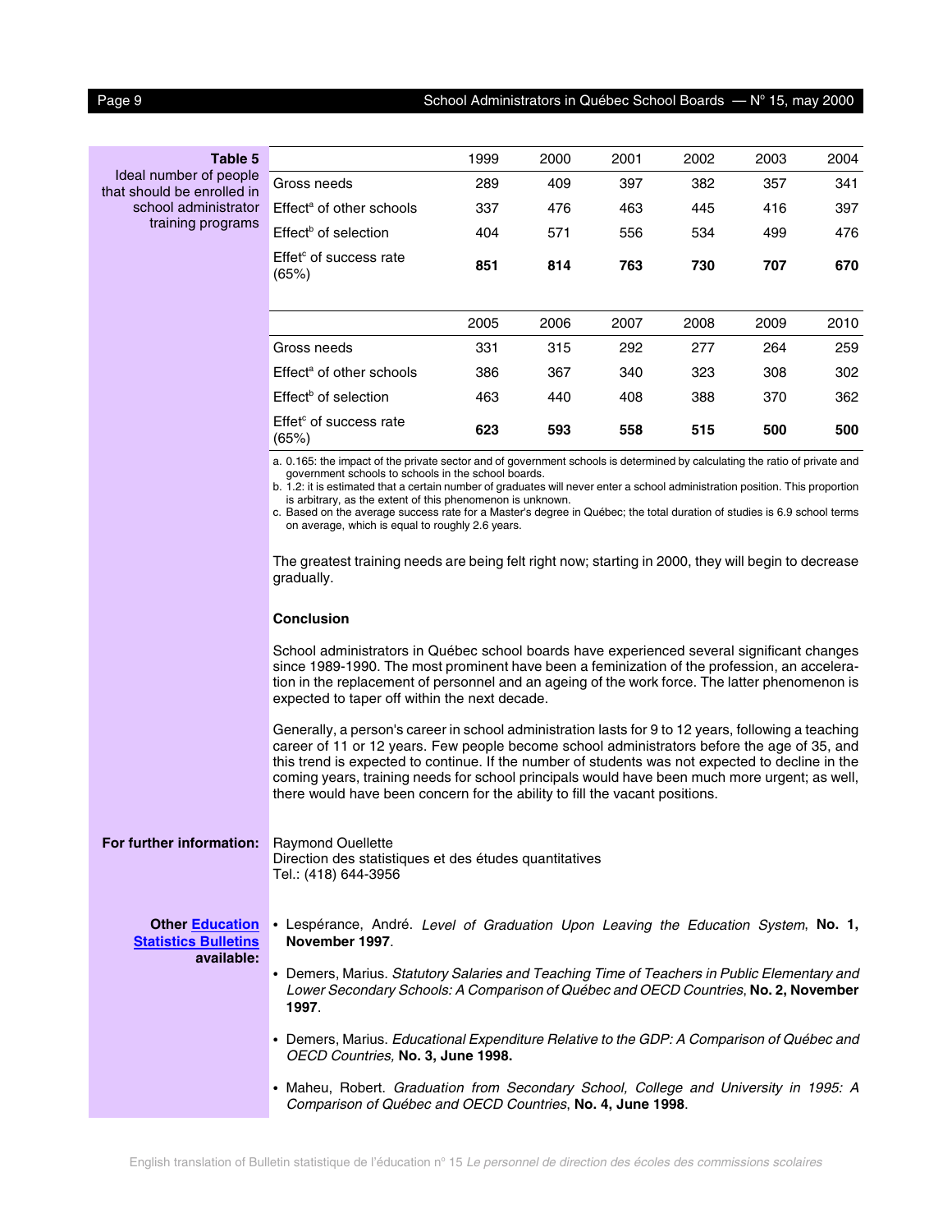**Table 5**
Ideal number of people that should be enrolled in school administrator training programs

| | 1999 | 2000 | 2001 | 2002 | 2003 | 2004 |
|---|---|---|---|---|---|---|
| Gross needs | 289 | 409 | 397 | 382 | 357 | 341 |
| Effect[a] of other schools | 337 | 476 | 463 | 445 | 416 | 397 |
| Effect[b] of selection | 404 | 571 | 556 | 534 | 499 | 476 |
| Effet[c] of success rate (65%) | **851** | **814** | **763** | **730** | **707** | **670** |

| | 2005 | 2006 | 2007 | 2008 | 2009 | 2010 |
|---|---|---|---|---|---|---|
| Gross needs | 331 | 315 | 292 | 277 | 264 | 259 |
| Effect[a] of other schools | 386 | 367 | 340 | 323 | 308 | 302 |
| Effect[b] of selection | 463 | 440 | 408 | 388 | 370 | 362 |
| Effet[c] of success rate (65%) | **623** | **593** | **558** | **515** | **500** | **500** |

a. 0.165: the impact of the private sector and of government schools is determined by calculating the ratio of private and government schools to schools in the school boards.
b. 1.2: it is estimated that a certain number of graduates will never enter a school administration position. This proportion is arbitrary, as the extent of this phenomenon is unknown.
c. Based on the average success rate for a Master's degree in Québec; the total duration of studies is 6.9 school terms on average, which is equal to roughly 2.6 years.

The greatest training needs are being felt right now; starting in 2000, they will begin to decrease gradually.

## Conclusion

School administrators in Québec school boards have experienced several significant changes since 1989-1990. The most prominent have been a feminization of the profession, an acceleration in the replacement of personnel and an ageing of the work force. The latter phenomenon is expected to taper off within the next decade.

Generally, a person's career in school administration lasts for 9 to 12 years, following a teaching career of 11 or 12 years. Few people become school administrators before the age of 35, and this trend is expected to continue. If the number of students was not expected to decline in the coming years, training needs for school principals would have been much more urgent; as well, there would have been concern for the ability to fill the vacant positions.

**For further information:**

Raymond Ouellette
Direction des statistiques et des études quantitatives
Tel.: (418) 644-3956

**Other Education Statistics Bulletins available:**

- Lespérance, André. *Level of Graduation Upon Leaving the Education System*, **No. 1, November 1997**.
- Demers, Marius. *Statutory Salaries and Teaching Time of Teachers in Public Elementary and Lower Secondary Schools: A Comparison of Québec and OECD Countries*, **No. 2, November 1997**.
- Demers, Marius. *Educational Expenditure Relative to the GDP: A Comparison of Québec and OECD Countries,* **No. 3, June 1998.**
- Maheu, Robert. *Graduation from Secondary School, College and University in 1995: A Comparison of Québec and OECD Countries*, **No. 4, June 1998**.

English translation of Bulletin statistique de l'éducation nº 15 *Le personnel de direction des écoles des commissions scolaires*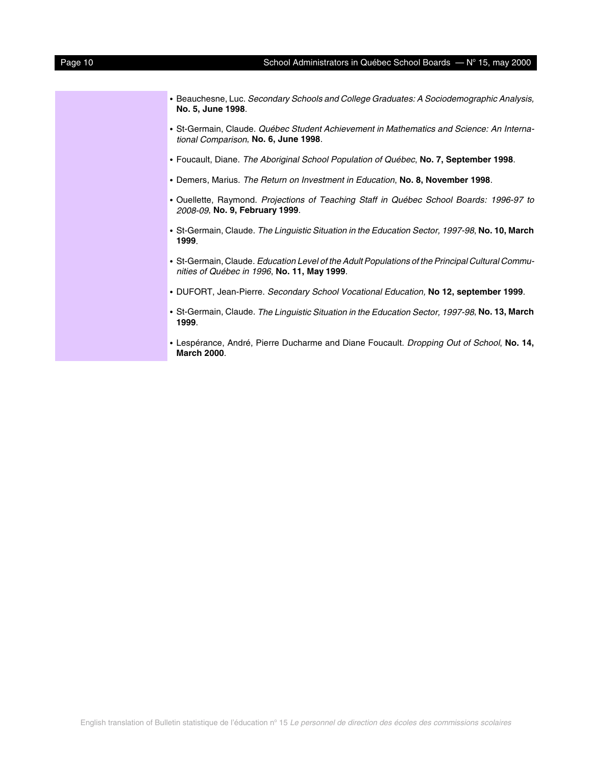- Beauchesne, Luc. *Secondary Schools and College Graduates: A Sociodemographic Analysis,* **No. 5, June 1998**.
- St-Germain, Claude. *Québec Student Achievement in Mathematics and Science: An International Comparison*, **No. 6, June 1998**.
- Foucault, Diane. *The Aboriginal School Population of Québec*, **No. 7, September 1998**.
- Demers, Marius. *The Return on Investment in Education*, **No. 8, November 1998**.
- Ouellette, Raymond. *Projections of Teaching Staff in Québec School Boards: 1996-97 to 2008-09*, **No. 9, February 1999**.
- St-Germain, Claude. *The Linguistic Situation in the Education Sector, 1997-98*, **No. 10, March 1999**.
- St-Germain, Claude. *Education Level of the Adult Populations of the Principal Cultural Communities of Québec in 1996*, **No. 11, May 1999**.
- DUFORT, Jean-Pierre. *Secondary School Vocational Education,* **No 12, september 1999**.
- St-Germain, Claude. *The Linguistic Situation in the Education Sector, 1997-98*, **No. 13, March 1999**.
- Lespérance, André, Pierre Ducharme and Diane Foucault. *Dropping Out of School*, **No. 14, March 2000**.